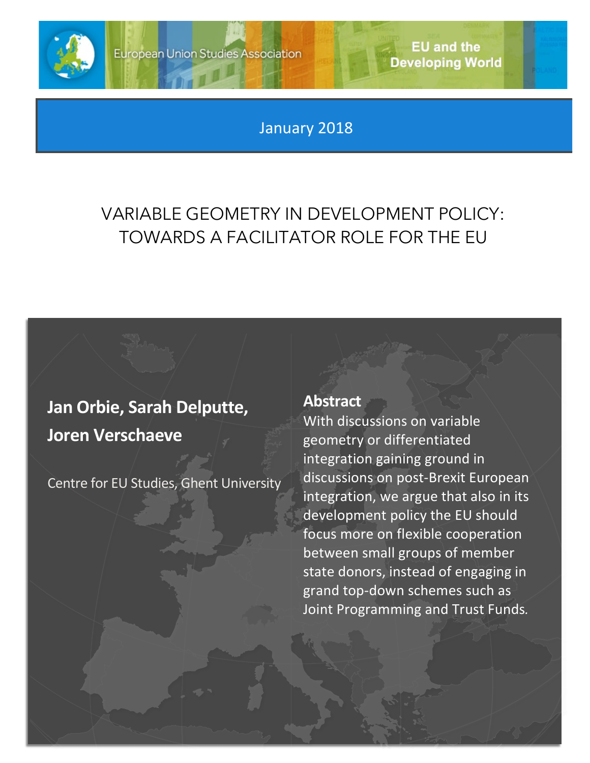European Union Studies Association

EU and the Developing World

January 2018

# VARIABLE GEOMETRY IN DEVELOPMENT POLICY: TOWARDS A FACILITATOR ROLE FOR THE EU

**Jan Orbie, Sarah Delputte, Joren Verschaeve**

Centre for EU Studies, Ghent University

## Abstract

With discussions on variable geometry or differentiated integration gaining ground in discussions on post-Brexit European integration, we argue that also in its development policy the EU should focus more on flexible cooperation between small groups of member state donors, instead of engaging in grand top-down schemes such as Joint Programming and Trust Funds.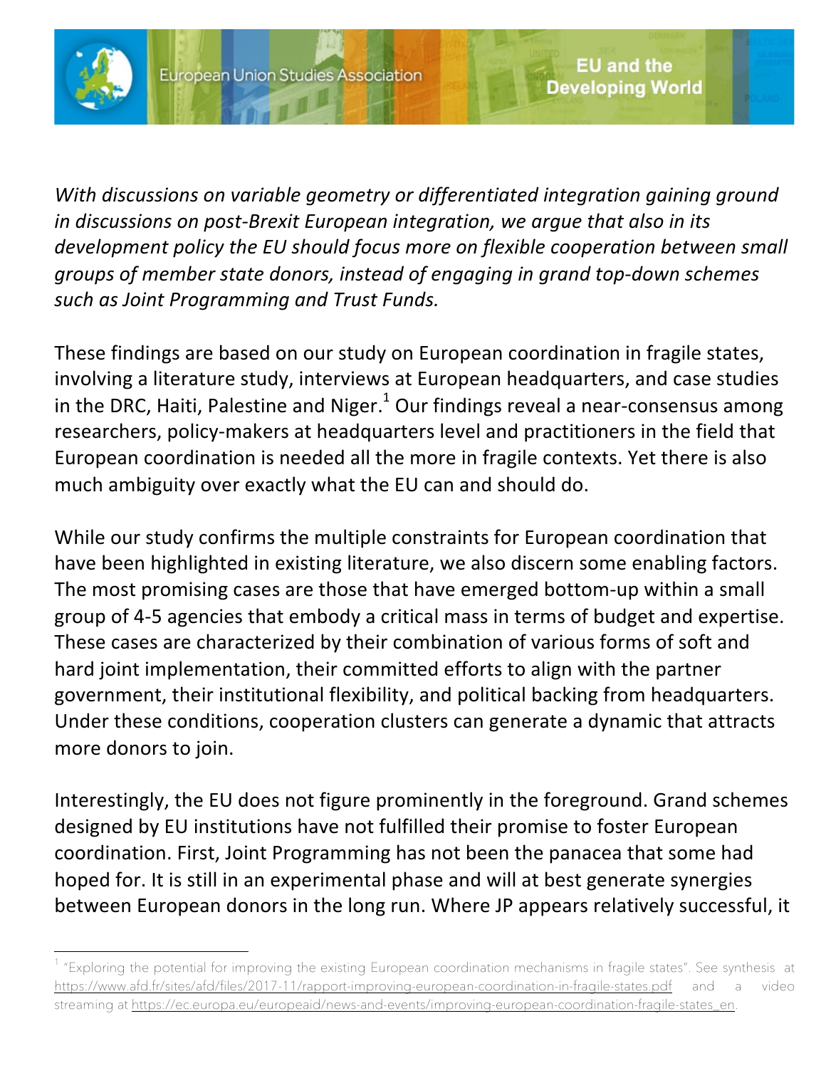*With discussions on variable geometry or differentiated integration gaining ground in discussions on post-Brexit European integration, we argue that also in its development policy the EU should focus more on flexible cooperation between small groups of member state donors, instead of engaging in grand top-down schemes such as Joint Programming and Trust Funds.*

These findings are based on our study on European coordination in fragile states, involving a literature study, interviews at European headquarters, and case studies in the DRC, Haiti, Palestine and Niger.[1] Our findings reveal a near-consensus among researchers, policy-makers at headquarters level and practitioners in the field that European coordination is needed all the more in fragile contexts. Yet there is also much ambiguity over exactly what the EU can and should do.

While our study confirms the multiple constraints for European coordination that have been highlighted in existing literature, we also discern some enabling factors. The most promising cases are those that have emerged bottom-up within a small group of 4-5 agencies that embody a critical mass in terms of budget and expertise. These cases are characterized by their combination of various forms of soft and hard joint implementation, their committed efforts to align with the partner government, their institutional flexibility, and political backing from headquarters. Under these conditions, cooperation clusters can generate a dynamic that attracts more donors to join.

Interestingly, the EU does not figure prominently in the foreground. Grand schemes designed by EU institutions have not fulfilled their promise to foster European coordination. First, Joint Programming has not been the panacea that some had hoped for. It is still in an experimental phase and will at best generate synergies between European donors in the long run. Where JP appears relatively successful, it

---

[1] "Exploring the potential for improving the existing European coordination mechanisms in fragile states". See synthesis at https://www.afd.fr/sites/afd/files/2017-11/rapport-improving-european-coordination-in-fragile-states.pdf and a video streaming at https://ec.europa.eu/europeaid/news-and-events/improving-european-coordination-fragile-states_en.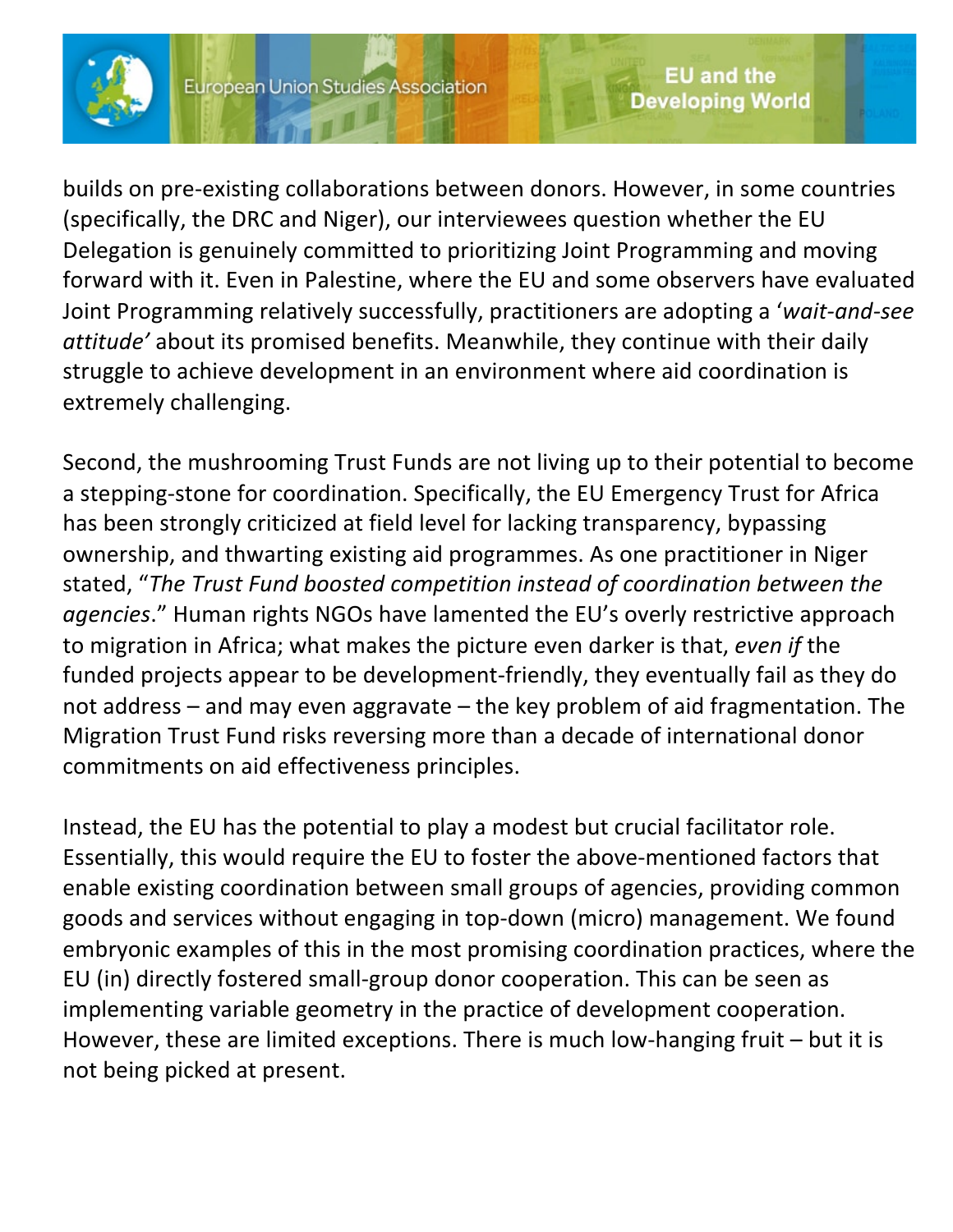builds on pre-existing collaborations between donors. However, in some countries (specifically, the DRC and Niger), our interviewees question whether the EU Delegation is genuinely committed to prioritizing Joint Programming and moving forward with it. Even in Palestine, where the EU and some observers have evaluated Joint Programming relatively successfully, practitioners are adopting a '*wait-and-see attitude*' about its promised benefits. Meanwhile, they continue with their daily struggle to achieve development in an environment where aid coordination is extremely challenging.

Second, the mushrooming Trust Funds are not living up to their potential to become a stepping-stone for coordination. Specifically, the EU Emergency Trust for Africa has been strongly criticized at field level for lacking transparency, bypassing ownership, and thwarting existing aid programmes. As one practitioner in Niger stated, "*The Trust Fund boosted competition instead of coordination between the agencies*." Human rights NGOs have lamented the EU's overly restrictive approach to migration in Africa; what makes the picture even darker is that, *even if* the funded projects appear to be development-friendly, they eventually fail as they do not address – and may even aggravate – the key problem of aid fragmentation. The Migration Trust Fund risks reversing more than a decade of international donor commitments on aid effectiveness principles.

Instead, the EU has the potential to play a modest but crucial facilitator role. Essentially, this would require the EU to foster the above-mentioned factors that enable existing coordination between small groups of agencies, providing common goods and services without engaging in top-down (micro) management. We found embryonic examples of this in the most promising coordination practices, where the EU (in) directly fostered small-group donor cooperation. This can be seen as implementing variable geometry in the practice of development cooperation. However, these are limited exceptions. There is much low-hanging fruit – but it is not being picked at present.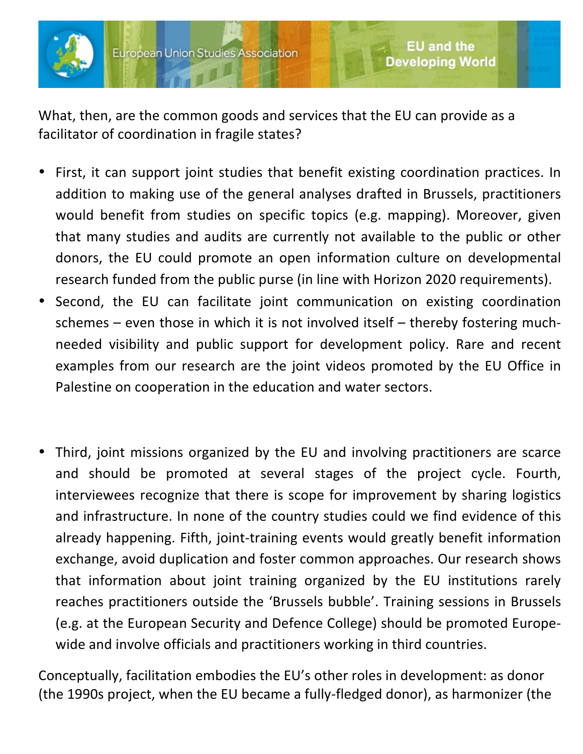What, then, are the common goods and services that the EU can provide as a facilitator of coordination in fragile states?

- First, it can support joint studies that benefit existing coordination practices. In addition to making use of the general analyses drafted in Brussels, practitioners would benefit from studies on specific topics (e.g. mapping). Moreover, given that many studies and audits are currently not available to the public or other donors, the EU could promote an open information culture on developmental research funded from the public purse (in line with Horizon 2020 requirements).
- Second, the EU can facilitate joint communication on existing coordination schemes – even those in which it is not involved itself – thereby fostering much-needed visibility and public support for development policy. Rare and recent examples from our research are the joint videos promoted by the EU Office in Palestine on cooperation in the education and water sectors.
- Third, joint missions organized by the EU and involving practitioners are scarce and should be promoted at several stages of the project cycle. Fourth, interviewees recognize that there is scope for improvement by sharing logistics and infrastructure. In none of the country studies could we find evidence of this already happening. Fifth, joint-training events would greatly benefit information exchange, avoid duplication and foster common approaches. Our research shows that information about joint training organized by the EU institutions rarely reaches practitioners outside the 'Brussels bubble'. Training sessions in Brussels (e.g. at the European Security and Defence College) should be promoted Europe-wide and involve officials and practitioners working in third countries.

Conceptually, facilitation embodies the EU's other roles in development: as donor (the 1990s project, when the EU became a fully-fledged donor), as harmonizer (the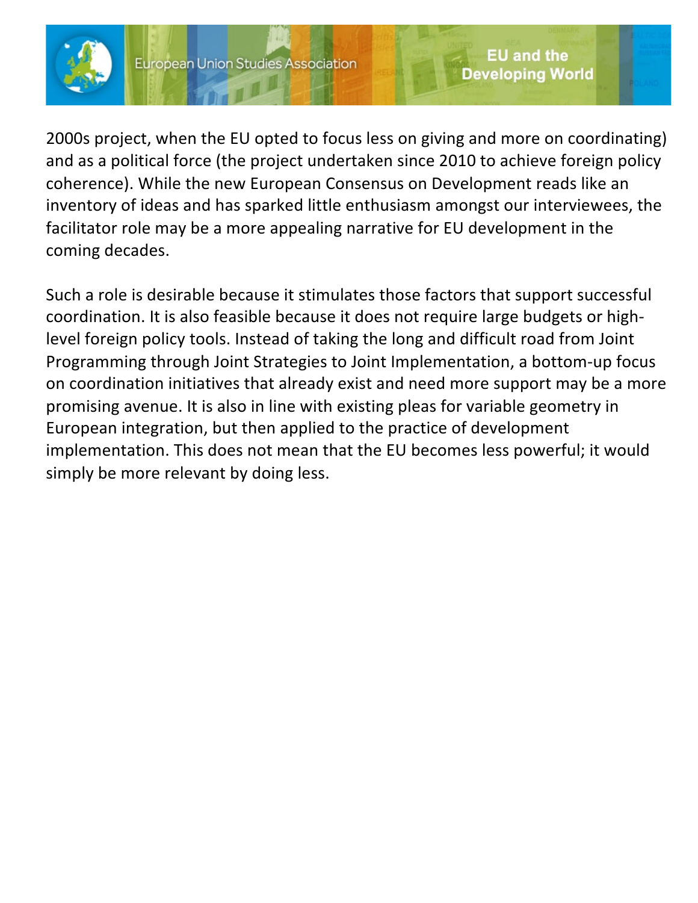2000s project, when the EU opted to focus less on giving and more on coordinating) and as a political force (the project undertaken since 2010 to achieve foreign policy coherence). While the new European Consensus on Development reads like an inventory of ideas and has sparked little enthusiasm amongst our interviewees, the facilitator role may be a more appealing narrative for EU development in the coming decades.

Such a role is desirable because it stimulates those factors that support successful coordination. It is also feasible because it does not require large budgets or high-level foreign policy tools. Instead of taking the long and difficult road from Joint Programming through Joint Strategies to Joint Implementation, a bottom-up focus on coordination initiatives that already exist and need more support may be a more promising avenue. It is also in line with existing pleas for variable geometry in European integration, but then applied to the practice of development implementation. This does not mean that the EU becomes less powerful; it would simply be more relevant by doing less.